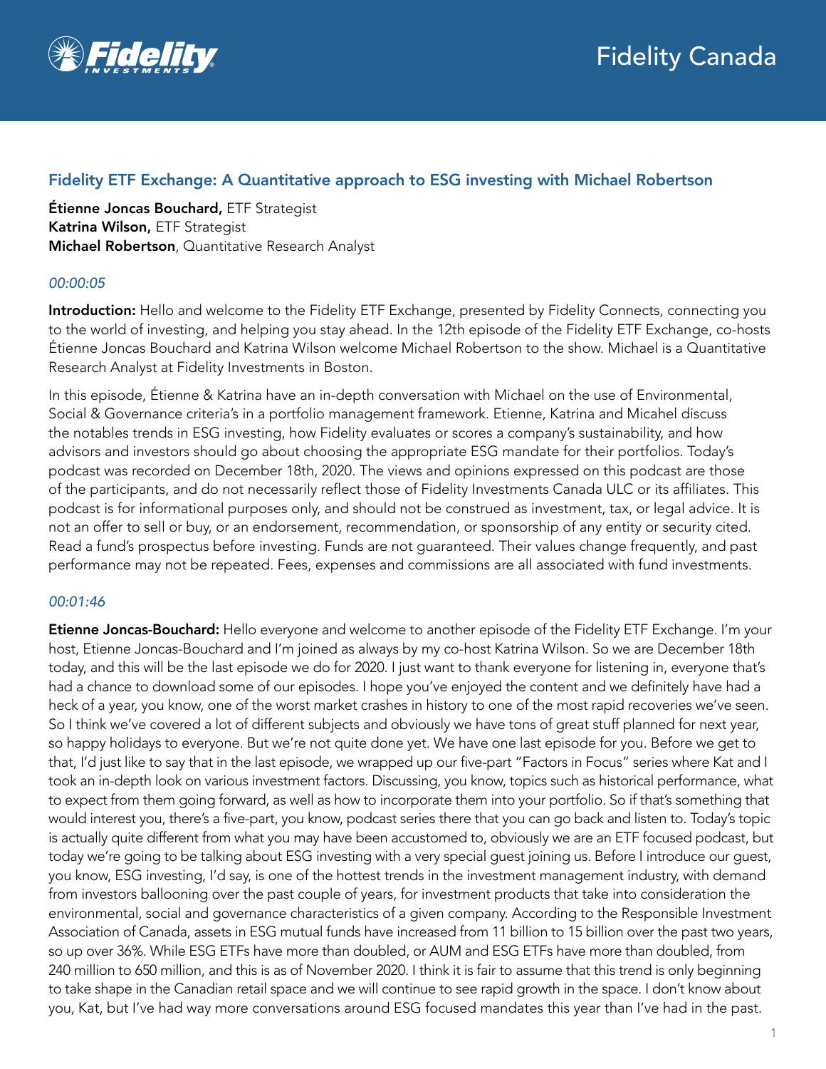## Fidelity ETF Exchange: A Quantitative approach to ESG investing with Michael Robertson

**Étienne Joncas Bouchard,** ETF Strategist
**Katrina Wilson,** ETF Strategist
**Michael Robertson**, Quantitative Research Analyst

*00:00:05*

**Introduction:** Hello and welcome to the Fidelity ETF Exchange, presented by Fidelity Connects, connecting you to the world of investing, and helping you stay ahead. In the 12th episode of the Fidelity ETF Exchange, co-hosts Étienne Joncas Bouchard and Katrina Wilson welcome Michael Robertson to the show. Michael is a Quantitative Research Analyst at Fidelity Investments in Boston.

In this episode, Étienne & Katrina have an in-depth conversation with Michael on the use of Environmental, Social & Governance criteria's in a portfolio management framework. Etienne, Katrina and Micahel discuss the notables trends in ESG investing, how Fidelity evaluates or scores a company's sustainability, and how advisors and investors should go about choosing the appropriate ESG mandate for their portfolios. Today's podcast was recorded on December 18th, 2020. The views and opinions expressed on this podcast are those of the participants, and do not necessarily reflect those of Fidelity Investments Canada ULC or its affiliates. This podcast is for informational purposes only, and should not be construed as investment, tax, or legal advice. It is not an offer to sell or buy, or an endorsement, recommendation, or sponsorship of any entity or security cited. Read a fund's prospectus before investing. Funds are not guaranteed. Their values change frequently, and past performance may not be repeated. Fees, expenses and commissions are all associated with fund investments.

*00:01:46*

**Etienne Joncas-Bouchard:** Hello everyone and welcome to another episode of the Fidelity ETF Exchange. I'm your host, Etienne Joncas-Bouchard and I'm joined as always by my co-host Katrina Wilson. So we are December 18th today, and this will be the last episode we do for 2020. I just want to thank everyone for listening in, everyone that's had a chance to download some of our episodes. I hope you've enjoyed the content and we definitely have had a heck of a year, you know, one of the worst market crashes in history to one of the most rapid recoveries we've seen. So I think we've covered a lot of different subjects and obviously we have tons of great stuff planned for next year, so happy holidays to everyone. But we're not quite done yet. We have one last episode for you. Before we get to that, I'd just like to say that in the last episode, we wrapped up our five-part "Factors in Focus" series where Kat and I took an in-depth look on various investment factors. Discussing, you know, topics such as historical performance, what to expect from them going forward, as well as how to incorporate them into your portfolio. So if that's something that would interest you, there's a five-part, you know, podcast series there that you can go back and listen to. Today's topic is actually quite different from what you may have been accustomed to, obviously we are an ETF focused podcast, but today we're going to be talking about ESG investing with a very special guest joining us. Before I introduce our guest, you know, ESG investing, I'd say, is one of the hottest trends in the investment management industry, with demand from investors ballooning over the past couple of years, for investment products that take into consideration the environmental, social and governance characteristics of a given company. According to the Responsible Investment Association of Canada, assets in ESG mutual funds have increased from 11 billion to 15 billion over the past two years, so up over 36%. While ESG ETFs have more than doubled, or AUM and ESG ETFs have more than doubled, from 240 million to 650 million, and this is as of November 2020. I think it is fair to assume that this trend is only beginning to take shape in the Canadian retail space and we will continue to see rapid growth in the space. I don't know about you, Kat, but I've had way more conversations around ESG focused mandates this year than I've had in the past.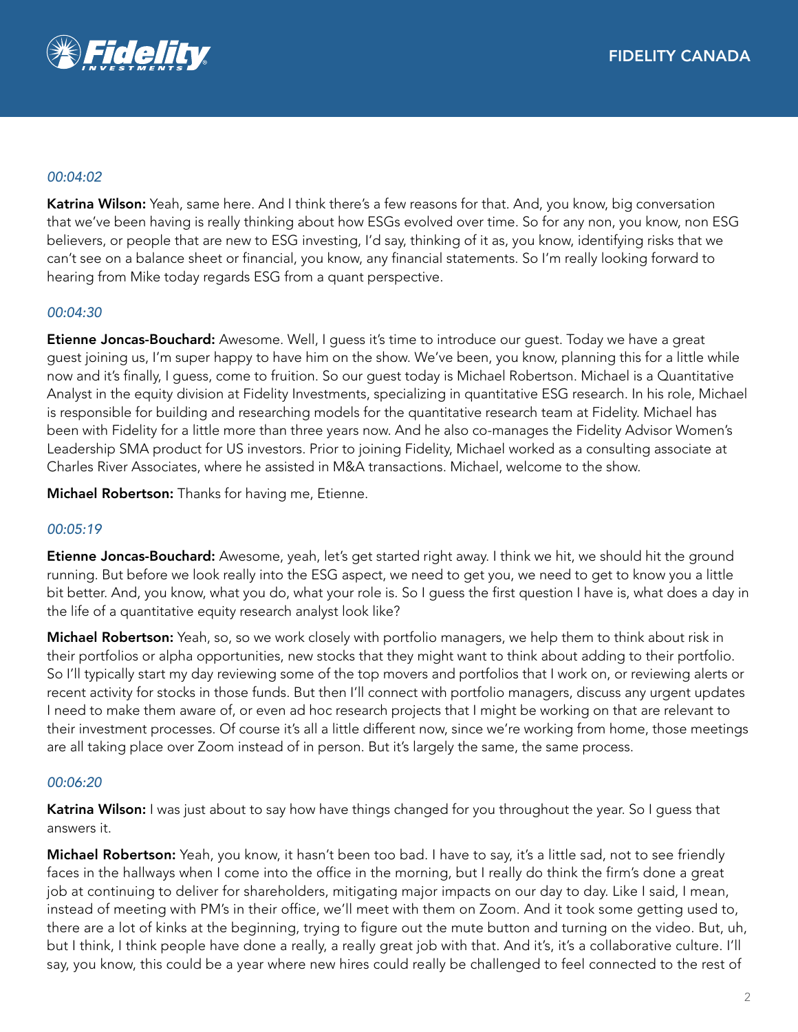*00:04:02*

**Katrina Wilson:** Yeah, same here. And I think there's a few reasons for that. And, you know, big conversation that we've been having is really thinking about how ESGs evolved over time. So for any non, you know, non ESG believers, or people that are new to ESG investing, I'd say, thinking of it as, you know, identifying risks that we can't see on a balance sheet or financial, you know, any financial statements. So I'm really looking forward to hearing from Mike today regards ESG from a quant perspective.

*00:04:30*

**Etienne Joncas-Bouchard:** Awesome. Well, I guess it's time to introduce our guest. Today we have a great guest joining us, I'm super happy to have him on the show. We've been, you know, planning this for a little while now and it's finally, I guess, come to fruition. So our guest today is Michael Robertson. Michael is a Quantitative Analyst in the equity division at Fidelity Investments, specializing in quantitative ESG research. In his role, Michael is responsible for building and researching models for the quantitative research team at Fidelity. Michael has been with Fidelity for a little more than three years now. And he also co-manages the Fidelity Advisor Women's Leadership SMA product for US investors. Prior to joining Fidelity, Michael worked as a consulting associate at Charles River Associates, where he assisted in M&A transactions. Michael, welcome to the show.

**Michael Robertson:** Thanks for having me, Etienne.

*00:05:19*

**Etienne Joncas-Bouchard:** Awesome, yeah, let's get started right away. I think we hit, we should hit the ground running. But before we look really into the ESG aspect, we need to get you, we need to get to know you a little bit better. And, you know, what you do, what your role is. So I guess the first question I have is, what does a day in the life of a quantitative equity research analyst look like?

**Michael Robertson:** Yeah, so, so we work closely with portfolio managers, we help them to think about risk in their portfolios or alpha opportunities, new stocks that they might want to think about adding to their portfolio. So I'll typically start my day reviewing some of the top movers and portfolios that I work on, or reviewing alerts or recent activity for stocks in those funds. But then I'll connect with portfolio managers, discuss any urgent updates I need to make them aware of, or even ad hoc research projects that I might be working on that are relevant to their investment processes. Of course it's all a little different now, since we're working from home, those meetings are all taking place over Zoom instead of in person. But it's largely the same, the same process.

*00:06:20*

**Katrina Wilson:** I was just about to say how have things changed for you throughout the year. So I guess that answers it.

**Michael Robertson:** Yeah, you know, it hasn't been too bad. I have to say, it's a little sad, not to see friendly faces in the hallways when I come into the office in the morning, but I really do think the firm's done a great job at continuing to deliver for shareholders, mitigating major impacts on our day to day. Like I said, I mean, instead of meeting with PM's in their office, we'll meet with them on Zoom. And it took some getting used to, there are a lot of kinks at the beginning, trying to figure out the mute button and turning on the video. But, uh, but I think, I think people have done a really, a really great job with that. And it's, it's a collaborative culture. I'll say, you know, this could be a year where new hires could really be challenged to feel connected to the rest of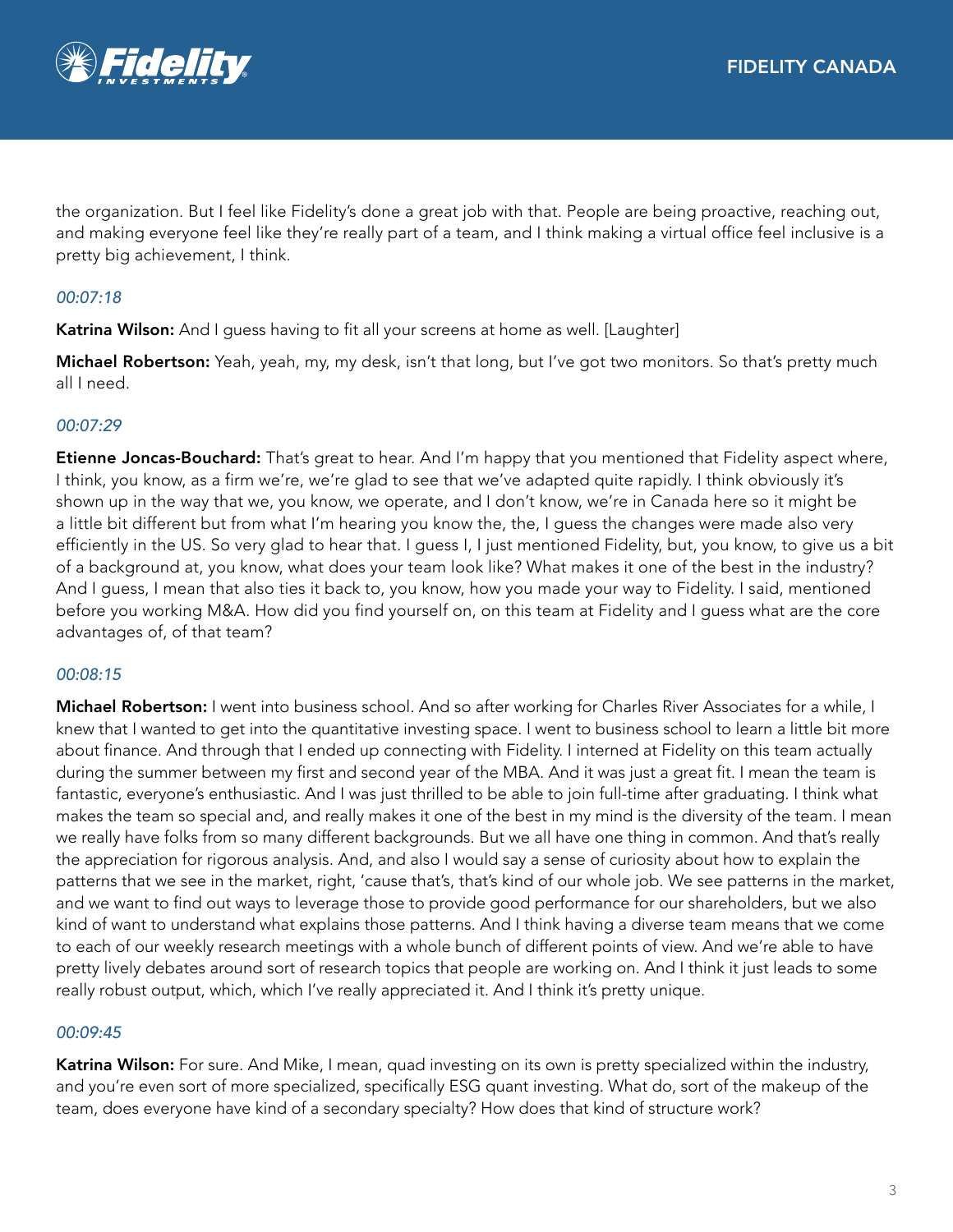the organization. But I feel like Fidelity's done a great job with that. People are being proactive, reaching out, and making everyone feel like they're really part of a team, and I think making a virtual office feel inclusive is a pretty big achievement, I think.

*00:07:18*

**Katrina Wilson:** And I guess having to fit all your screens at home as well. [Laughter]

**Michael Robertson:** Yeah, yeah, my, my desk, isn't that long, but I've got two monitors. So that's pretty much all I need.

*00:07:29*

**Etienne Joncas-Bouchard:** That's great to hear. And I'm happy that you mentioned that Fidelity aspect where, I think, you know, as a firm we're, we're glad to see that we've adapted quite rapidly. I think obviously it's shown up in the way that we, you know, we operate, and I don't know, we're in Canada here so it might be a little bit different but from what I'm hearing you know the, the, I guess the changes were made also very efficiently in the US. So very glad to hear that. I guess I, I just mentioned Fidelity, but, you know, to give us a bit of a background at, you know, what does your team look like? What makes it one of the best in the industry? And I guess, I mean that also ties it back to, you know, how you made your way to Fidelity. I said, mentioned before you working M&A. How did you find yourself on, on this team at Fidelity and I guess what are the core advantages of, of that team?

*00:08:15*

**Michael Robertson:** I went into business school. And so after working for Charles River Associates for a while, I knew that I wanted to get into the quantitative investing space. I went to business school to learn a little bit more about finance. And through that I ended up connecting with Fidelity. I interned at Fidelity on this team actually during the summer between my first and second year of the MBA. And it was just a great fit. I mean the team is fantastic, everyone's enthusiastic. And I was just thrilled to be able to join full-time after graduating. I think what makes the team so special and, and really makes it one of the best in my mind is the diversity of the team. I mean we really have folks from so many different backgrounds. But we all have one thing in common. And that's really the appreciation for rigorous analysis. And, and also I would say a sense of curiosity about how to explain the patterns that we see in the market, right, 'cause that's, that's kind of our whole job. We see patterns in the market, and we want to find out ways to leverage those to provide good performance for our shareholders, but we also kind of want to understand what explains those patterns. And I think having a diverse team means that we come to each of our weekly research meetings with a whole bunch of different points of view. And we're able to have pretty lively debates around sort of research topics that people are working on. And I think it just leads to some really robust output, which, which I've really appreciated it. And I think it's pretty unique.

*00:09:45*

**Katrina Wilson:** For sure. And Mike, I mean, quad investing on its own is pretty specialized within the industry, and you're even sort of more specialized, specifically ESG quant investing. What do, sort of the makeup of the team, does everyone have kind of a secondary specialty? How does that kind of structure work?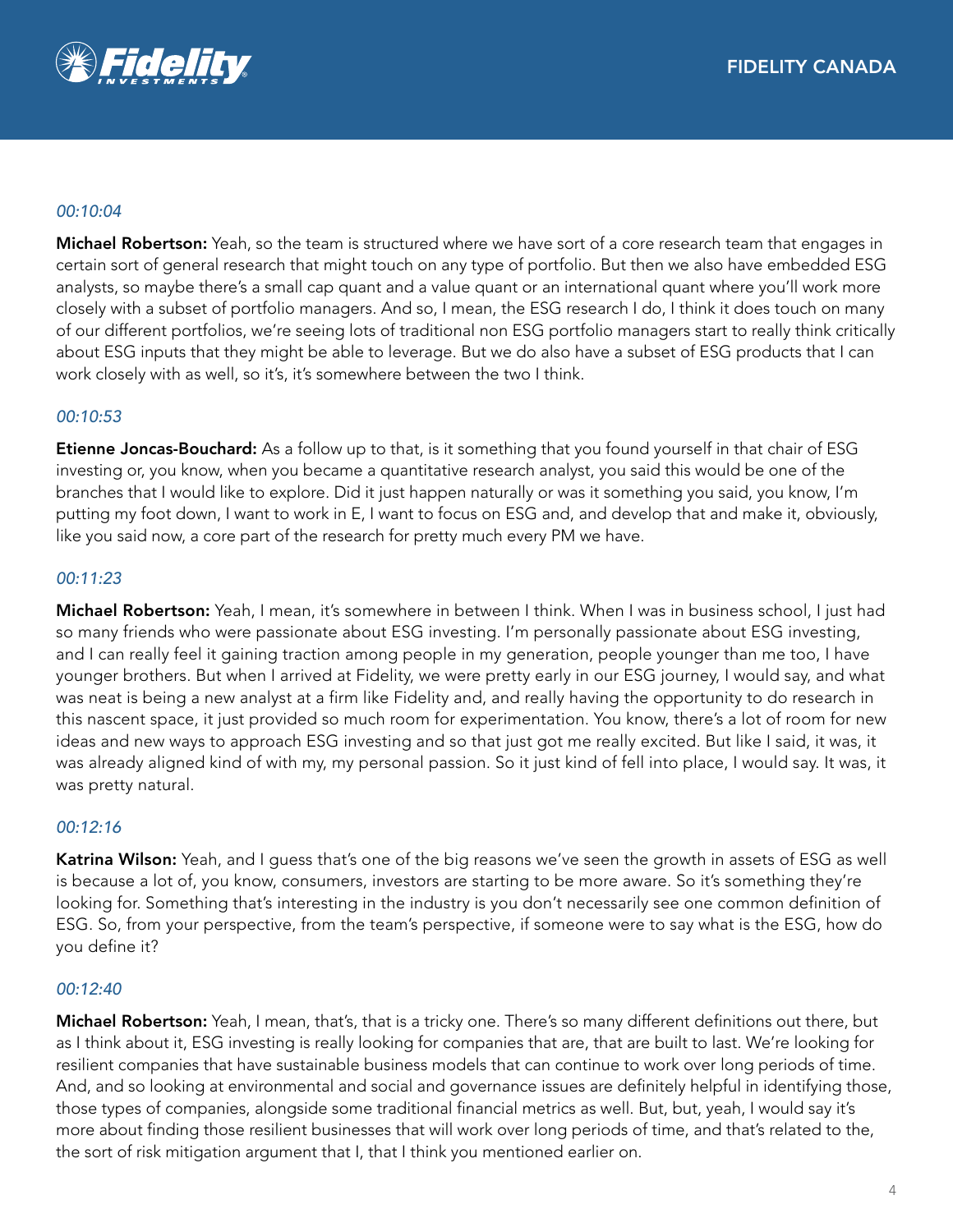*00:10:04*

**Michael Robertson:** Yeah, so the team is structured where we have sort of a core research team that engages in certain sort of general research that might touch on any type of portfolio. But then we also have embedded ESG analysts, so maybe there's a small cap quant and a value quant or an international quant where you'll work more closely with a subset of portfolio managers. And so, I mean, the ESG research I do, I think it does touch on many of our different portfolios, we're seeing lots of traditional non ESG portfolio managers start to really think critically about ESG inputs that they might be able to leverage. But we do also have a subset of ESG products that I can work closely with as well, so it's, it's somewhere between the two I think.

*00:10:53*

**Etienne Joncas-Bouchard:** As a follow up to that, is it something that you found yourself in that chair of ESG investing or, you know, when you became a quantitative research analyst, you said this would be one of the branches that I would like to explore. Did it just happen naturally or was it something you said, you know, I'm putting my foot down, I want to work in E, I want to focus on ESG and, and develop that and make it, obviously, like you said now, a core part of the research for pretty much every PM we have.

*00:11:23*

**Michael Robertson:** Yeah, I mean, it's somewhere in between I think. When I was in business school, I just had so many friends who were passionate about ESG investing. I'm personally passionate about ESG investing, and I can really feel it gaining traction among people in my generation, people younger than me too, I have younger brothers. But when I arrived at Fidelity, we were pretty early in our ESG journey, I would say, and what was neat is being a new analyst at a firm like Fidelity and, and really having the opportunity to do research in this nascent space, it just provided so much room for experimentation. You know, there's a lot of room for new ideas and new ways to approach ESG investing and so that just got me really excited. But like I said, it was, it was already aligned kind of with my, my personal passion. So it just kind of fell into place, I would say. It was, it was pretty natural.

*00:12:16*

**Katrina Wilson:** Yeah, and I guess that's one of the big reasons we've seen the growth in assets of ESG as well is because a lot of, you know, consumers, investors are starting to be more aware. So it's something they're looking for. Something that's interesting in the industry is you don't necessarily see one common definition of ESG. So, from your perspective, from the team's perspective, if someone were to say what is the ESG, how do you define it?

*00:12:40*

**Michael Robertson:** Yeah, I mean, that's, that is a tricky one. There's so many different definitions out there, but as I think about it, ESG investing is really looking for companies that are, that are built to last. We're looking for resilient companies that have sustainable business models that can continue to work over long periods of time. And, and so looking at environmental and social and governance issues are definitely helpful in identifying those, those types of companies, alongside some traditional financial metrics as well. But, but, yeah, I would say it's more about finding those resilient businesses that will work over long periods of time, and that's related to the, the sort of risk mitigation argument that I, that I think you mentioned earlier on.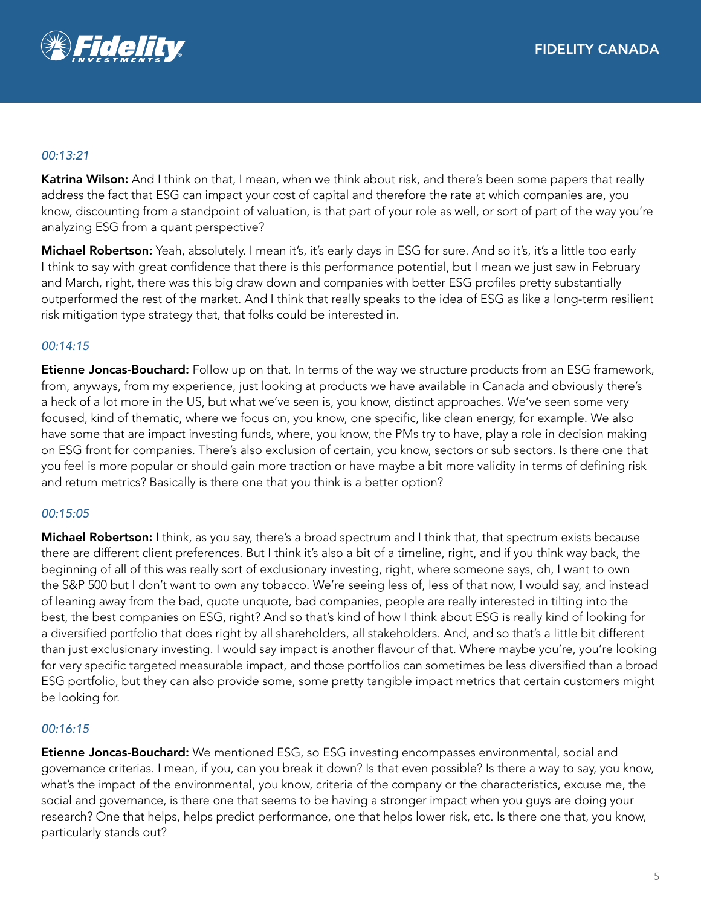*00:13:21*

**Katrina Wilson:** And I think on that, I mean, when we think about risk, and there's been some papers that really address the fact that ESG can impact your cost of capital and therefore the rate at which companies are, you know, discounting from a standpoint of valuation, is that part of your role as well, or sort of part of the way you're analyzing ESG from a quant perspective?

**Michael Robertson:** Yeah, absolutely. I mean it's, it's early days in ESG for sure. And so it's, it's a little too early I think to say with great confidence that there is this performance potential, but I mean we just saw in February and March, right, there was this big draw down and companies with better ESG profiles pretty substantially outperformed the rest of the market. And I think that really speaks to the idea of ESG as like a long-term resilient risk mitigation type strategy that, that folks could be interested in.

*00:14:15*

**Etienne Joncas-Bouchard:** Follow up on that. In terms of the way we structure products from an ESG framework, from, anyways, from my experience, just looking at products we have available in Canada and obviously there's a heck of a lot more in the US, but what we've seen is, you know, distinct approaches. We've seen some very focused, kind of thematic, where we focus on, you know, one specific, like clean energy, for example. We also have some that are impact investing funds, where, you know, the PMs try to have, play a role in decision making on ESG front for companies. There's also exclusion of certain, you know, sectors or sub sectors. Is there one that you feel is more popular or should gain more traction or have maybe a bit more validity in terms of defining risk and return metrics? Basically is there one that you think is a better option?

*00:15:05*

**Michael Robertson:** I think, as you say, there's a broad spectrum and I think that, that spectrum exists because there are different client preferences. But I think it's also a bit of a timeline, right, and if you think way back, the beginning of all of this was really sort of exclusionary investing, right, where someone says, oh, I want to own the S&P 500 but I don't want to own any tobacco. We're seeing less of, less of that now, I would say, and instead of leaning away from the bad, quote unquote, bad companies, people are really interested in tilting into the best, the best companies on ESG, right? And so that's kind of how I think about ESG is really kind of looking for a diversified portfolio that does right by all shareholders, all stakeholders. And, and so that's a little bit different than just exclusionary investing. I would say impact is another flavour of that. Where maybe you're, you're looking for very specific targeted measurable impact, and those portfolios can sometimes be less diversified than a broad ESG portfolio, but they can also provide some, some pretty tangible impact metrics that certain customers might be looking for.

*00:16:15*

**Etienne Joncas-Bouchard:** We mentioned ESG, so ESG investing encompasses environmental, social and governance criterias. I mean, if you, can you break it down? Is that even possible? Is there a way to say, you know, what's the impact of the environmental, you know, criteria of the company or the characteristics, excuse me, the social and governance, is there one that seems to be having a stronger impact when you guys are doing your research? One that helps, helps predict performance, one that helps lower risk, etc. Is there one that, you know, particularly stands out?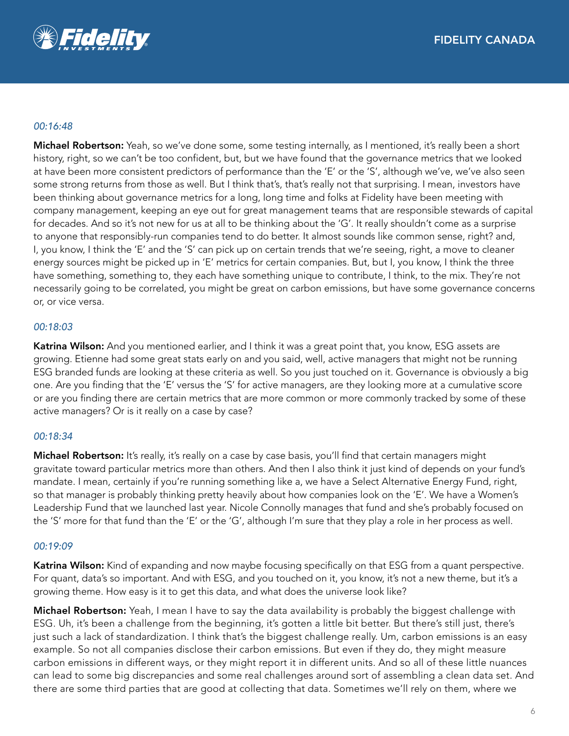*00:16:48*

**Michael Robertson:** Yeah, so we've done some, some testing internally, as I mentioned, it's really been a short history, right, so we can't be too confident, but, but we have found that the governance metrics that we looked at have been more consistent predictors of performance than the 'E' or the 'S', although we've, we've also seen some strong returns from those as well. But I think that's, that's really not that surprising. I mean, investors have been thinking about governance metrics for a long, long time and folks at Fidelity have been meeting with company management, keeping an eye out for great management teams that are responsible stewards of capital for decades. And so it's not new for us at all to be thinking about the 'G'. It really shouldn't come as a surprise to anyone that responsibly-run companies tend to do better. It almost sounds like common sense, right? and, I, you know, I think the 'E' and the 'S' can pick up on certain trends that we're seeing, right, a move to cleaner energy sources might be picked up in 'E' metrics for certain companies. But, but I, you know, I think the three have something, something to, they each have something unique to contribute, I think, to the mix. They're not necessarily going to be correlated, you might be great on carbon emissions, but have some governance concerns or, or vice versa.

*00:18:03*

**Katrina Wilson:** And you mentioned earlier, and I think it was a great point that, you know, ESG assets are growing. Etienne had some great stats early on and you said, well, active managers that might not be running ESG branded funds are looking at these criteria as well. So you just touched on it. Governance is obviously a big one. Are you finding that the 'E' versus the 'S' for active managers, are they looking more at a cumulative score or are you finding there are certain metrics that are more common or more commonly tracked by some of these active managers? Or is it really on a case by case?

*00:18:34*

**Michael Robertson:** It's really, it's really on a case by case basis, you'll find that certain managers might gravitate toward particular metrics more than others. And then I also think it just kind of depends on your fund's mandate. I mean, certainly if you're running something like a, we have a Select Alternative Energy Fund, right, so that manager is probably thinking pretty heavily about how companies look on the 'E'. We have a Women's Leadership Fund that we launched last year. Nicole Connolly manages that fund and she's probably focused on the 'S' more for that fund than the 'E' or the 'G', although I'm sure that they play a role in her process as well.

*00:19:09*

**Katrina Wilson:** Kind of expanding and now maybe focusing specifically on that ESG from a quant perspective. For quant, data's so important. And with ESG, and you touched on it, you know, it's not a new theme, but it's a growing theme. How easy is it to get this data, and what does the universe look like?

**Michael Robertson:** Yeah, I mean I have to say the data availability is probably the biggest challenge with ESG. Uh, it's been a challenge from the beginning, it's gotten a little bit better. But there's still just, there's just such a lack of standardization. I think that's the biggest challenge really. Um, carbon emissions is an easy example. So not all companies disclose their carbon emissions. But even if they do, they might measure carbon emissions in different ways, or they might report it in different units. And so all of these little nuances can lead to some big discrepancies and some real challenges around sort of assembling a clean data set. And there are some third parties that are good at collecting that data. Sometimes we'll rely on them, where we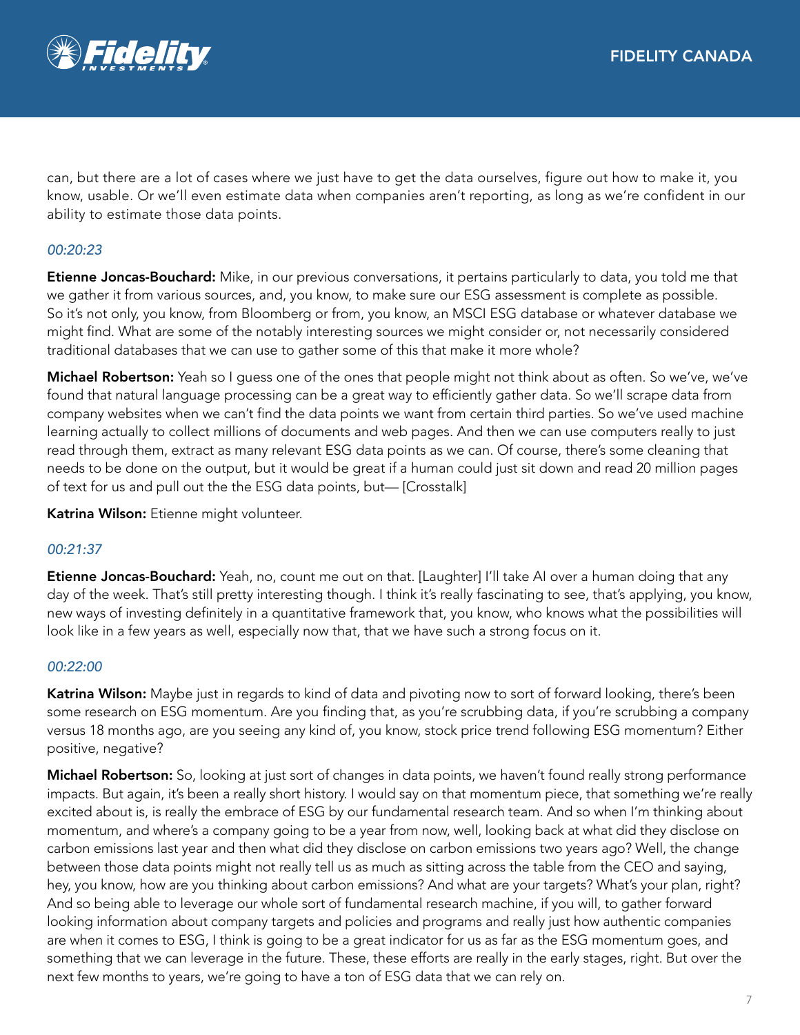can, but there are a lot of cases where we just have to get the data ourselves, figure out how to make it, you know, usable. Or we'll even estimate data when companies aren't reporting, as long as we're confident in our ability to estimate those data points.

*00:20:23*

**Etienne Joncas-Bouchard:** Mike, in our previous conversations, it pertains particularly to data, you told me that we gather it from various sources, and, you know, to make sure our ESG assessment is complete as possible. So it's not only, you know, from Bloomberg or from, you know, an MSCI ESG database or whatever database we might find. What are some of the notably interesting sources we might consider or, not necessarily considered traditional databases that we can use to gather some of this that make it more whole?

**Michael Robertson:** Yeah so I guess one of the ones that people might not think about as often. So we've, we've found that natural language processing can be a great way to efficiently gather data. So we'll scrape data from company websites when we can't find the data points we want from certain third parties. So we've used machine learning actually to collect millions of documents and web pages. And then we can use computers really to just read through them, extract as many relevant ESG data points as we can. Of course, there's some cleaning that needs to be done on the output, but it would be great if a human could just sit down and read 20 million pages of text for us and pull out the the ESG data points, but— [Crosstalk]

**Katrina Wilson:** Etienne might volunteer.

*00:21:37*

**Etienne Joncas-Bouchard:** Yeah, no, count me out on that. [Laughter] I'll take AI over a human doing that any day of the week. That's still pretty interesting though. I think it's really fascinating to see, that's applying, you know, new ways of investing definitely in a quantitative framework that, you know, who knows what the possibilities will look like in a few years as well, especially now that, that we have such a strong focus on it.

*00:22:00*

**Katrina Wilson:** Maybe just in regards to kind of data and pivoting now to sort of forward looking, there's been some research on ESG momentum. Are you finding that, as you're scrubbing data, if you're scrubbing a company versus 18 months ago, are you seeing any kind of, you know, stock price trend following ESG momentum? Either positive, negative?

**Michael Robertson:** So, looking at just sort of changes in data points, we haven't found really strong performance impacts. But again, it's been a really short history. I would say on that momentum piece, that something we're really excited about is, is really the embrace of ESG by our fundamental research team. And so when I'm thinking about momentum, and where's a company going to be a year from now, well, looking back at what did they disclose on carbon emissions last year and then what did they disclose on carbon emissions two years ago? Well, the change between those data points might not really tell us as much as sitting across the table from the CEO and saying, hey, you know, how are you thinking about carbon emissions? And what are your targets? What's your plan, right? And so being able to leverage our whole sort of fundamental research machine, if you will, to gather forward looking information about company targets and policies and programs and really just how authentic companies are when it comes to ESG, I think is going to be a great indicator for us as far as the ESG momentum goes, and something that we can leverage in the future. These, these efforts are really in the early stages, right. But over the next few months to years, we're going to have a ton of ESG data that we can rely on.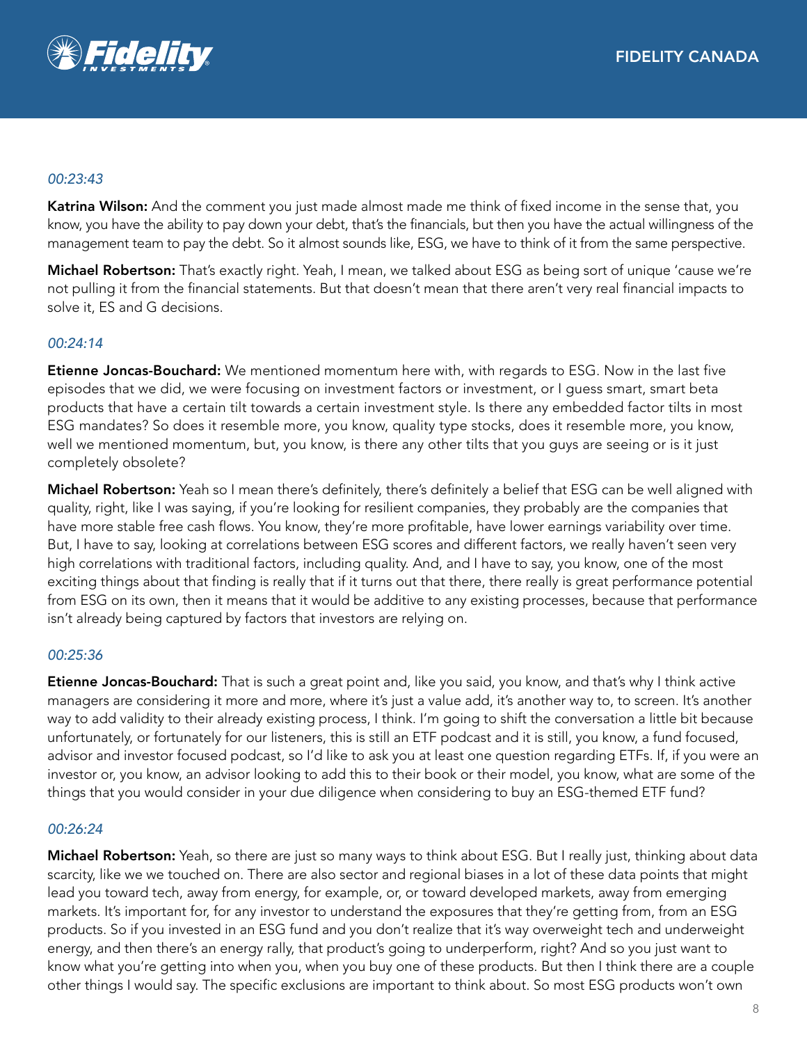*00:23:43*

**Katrina Wilson:** And the comment you just made almost made me think of fixed income in the sense that, you know, you have the ability to pay down your debt, that's the financials, but then you have the actual willingness of the management team to pay the debt. So it almost sounds like, ESG, we have to think of it from the same perspective.

**Michael Robertson:** That's exactly right. Yeah, I mean, we talked about ESG as being sort of unique 'cause we're not pulling it from the financial statements. But that doesn't mean that there aren't very real financial impacts to solve it, ES and G decisions.

*00:24:14*

**Etienne Joncas-Bouchard:** We mentioned momentum here with, with regards to ESG. Now in the last five episodes that we did, we were focusing on investment factors or investment, or I guess smart, smart beta products that have a certain tilt towards a certain investment style. Is there any embedded factor tilts in most ESG mandates? So does it resemble more, you know, quality type stocks, does it resemble more, you know, well we mentioned momentum, but, you know, is there any other tilts that you guys are seeing or is it just completely obsolete?

**Michael Robertson:** Yeah so I mean there's definitely, there's definitely a belief that ESG can be well aligned with quality, right, like I was saying, if you're looking for resilient companies, they probably are the companies that have more stable free cash flows. You know, they're more profitable, have lower earnings variability over time. But, I have to say, looking at correlations between ESG scores and different factors, we really haven't seen very high correlations with traditional factors, including quality. And, and I have to say, you know, one of the most exciting things about that finding is really that if it turns out that there, there really is great performance potential from ESG on its own, then it means that it would be additive to any existing processes, because that performance isn't already being captured by factors that investors are relying on.

*00:25:36*

**Etienne Joncas-Bouchard:** That is such a great point and, like you said, you know, and that's why I think active managers are considering it more and more, where it's just a value add, it's another way to, to screen. It's another way to add validity to their already existing process, I think. I'm going to shift the conversation a little bit because unfortunately, or fortunately for our listeners, this is still an ETF podcast and it is still, you know, a fund focused, advisor and investor focused podcast, so I'd like to ask you at least one question regarding ETFs. If, if you were an investor or, you know, an advisor looking to add this to their book or their model, you know, what are some of the things that you would consider in your due diligence when considering to buy an ESG-themed ETF fund?

*00:26:24*

**Michael Robertson:** Yeah, so there are just so many ways to think about ESG. But I really just, thinking about data scarcity, like we we touched on. There are also sector and regional biases in a lot of these data points that might lead you toward tech, away from energy, for example, or, or toward developed markets, away from emerging markets. It's important for, for any investor to understand the exposures that they're getting from, from an ESG products. So if you invested in an ESG fund and you don't realize that it's way overweight tech and underweight energy, and then there's an energy rally, that product's going to underperform, right? And so you just want to know what you're getting into when you, when you buy one of these products. But then I think there are a couple other things I would say. The specific exclusions are important to think about. So most ESG products won't own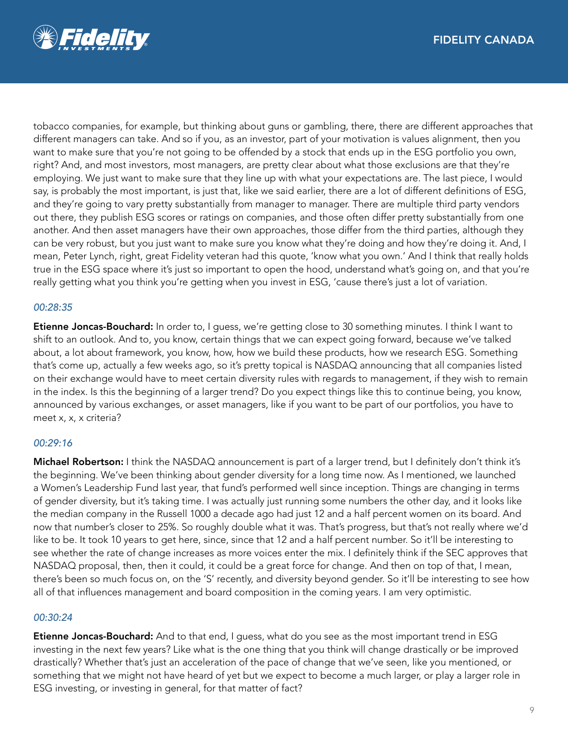tobacco companies, for example, but thinking about guns or gambling, there, there are different approaches that different managers can take. And so if you, as an investor, part of your motivation is values alignment, then you want to make sure that you're not going to be offended by a stock that ends up in the ESG portfolio you own, right? And, and most investors, most managers, are pretty clear about what those exclusions are that they're employing. We just want to make sure that they line up with what your expectations are. The last piece, I would say, is probably the most important, is just that, like we said earlier, there are a lot of different definitions of ESG, and they're going to vary pretty substantially from manager to manager. There are multiple third party vendors out there, they publish ESG scores or ratings on companies, and those often differ pretty substantially from one another. And then asset managers have their own approaches, those differ from the third parties, although they can be very robust, but you just want to make sure you know what they're doing and how they're doing it. And, I mean, Peter Lynch, right, great Fidelity veteran had this quote, 'know what you own.' And I think that really holds true in the ESG space where it's just so important to open the hood, understand what's going on, and that you're really getting what you think you're getting when you invest in ESG, 'cause there's just a lot of variation.

*00:28:35*

**Etienne Joncas-Bouchard:** In order to, I guess, we're getting close to 30 something minutes. I think I want to shift to an outlook. And to, you know, certain things that we can expect going forward, because we've talked about, a lot about framework, you know, how, how we build these products, how we research ESG. Something that's come up, actually a few weeks ago, so it's pretty topical is NASDAQ announcing that all companies listed on their exchange would have to meet certain diversity rules with regards to management, if they wish to remain in the index. Is this the beginning of a larger trend? Do you expect things like this to continue being, you know, announced by various exchanges, or asset managers, like if you want to be part of our portfolios, you have to meet x, x, x criteria?

*00:29:16*

**Michael Robertson:** I think the NASDAQ announcement is part of a larger trend, but I definitely don't think it's the beginning. We've been thinking about gender diversity for a long time now. As I mentioned, we launched a Women's Leadership Fund last year, that fund's performed well since inception. Things are changing in terms of gender diversity, but it's taking time. I was actually just running some numbers the other day, and it looks like the median company in the Russell 1000 a decade ago had just 12 and a half percent women on its board. And now that number's closer to 25%. So roughly double what it was. That's progress, but that's not really where we'd like to be. It took 10 years to get here, since, since that 12 and a half percent number. So it'll be interesting to see whether the rate of change increases as more voices enter the mix. I definitely think if the SEC approves that NASDAQ proposal, then, then it could, it could be a great force for change. And then on top of that, I mean, there's been so much focus on, on the 'S' recently, and diversity beyond gender. So it'll be interesting to see how all of that influences management and board composition in the coming years. I am very optimistic.

*00:30:24*

**Etienne Joncas-Bouchard:** And to that end, I guess, what do you see as the most important trend in ESG investing in the next few years? Like what is the one thing that you think will change drastically or be improved drastically? Whether that's just an acceleration of the pace of change that we've seen, like you mentioned, or something that we might not have heard of yet but we expect to become a much larger, or play a larger role in ESG investing, or investing in general, for that matter of fact?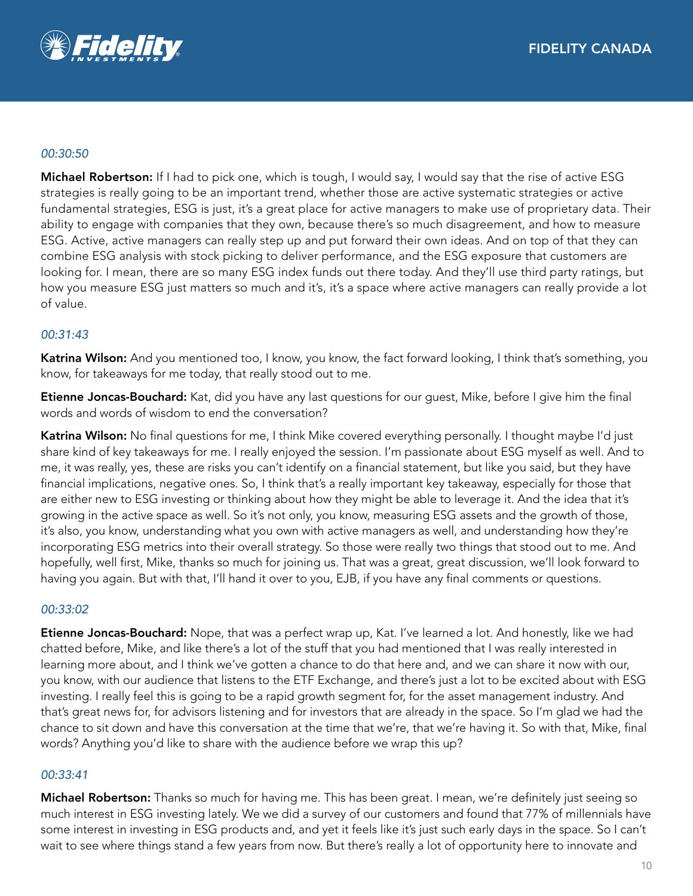*00:30:50*

**Michael Robertson:** If I had to pick one, which is tough, I would say, I would say that the rise of active ESG strategies is really going to be an important trend, whether those are active systematic strategies or active fundamental strategies, ESG is just, it's a great place for active managers to make use of proprietary data. Their ability to engage with companies that they own, because there's so much disagreement, and how to measure ESG. Active, active managers can really step up and put forward their own ideas. And on top of that they can combine ESG analysis with stock picking to deliver performance, and the ESG exposure that customers are looking for. I mean, there are so many ESG index funds out there today. And they'll use third party ratings, but how you measure ESG just matters so much and it's, it's a space where active managers can really provide a lot of value.

*00:31:43*

**Katrina Wilson:** And you mentioned too, I know, you know, the fact forward looking, I think that's something, you know, for takeaways for me today, that really stood out to me.

**Etienne Joncas-Bouchard:** Kat, did you have any last questions for our guest, Mike, before I give him the final words and words of wisdom to end the conversation?

**Katrina Wilson:** No final questions for me, I think Mike covered everything personally. I thought maybe I'd just share kind of key takeaways for me. I really enjoyed the session. I'm passionate about ESG myself as well. And to me, it was really, yes, these are risks you can't identify on a financial statement, but like you said, but they have financial implications, negative ones. So, I think that's a really important key takeaway, especially for those that are either new to ESG investing or thinking about how they might be able to leverage it. And the idea that it's growing in the active space as well. So it's not only, you know, measuring ESG assets and the growth of those, it's also, you know, understanding what you own with active managers as well, and understanding how they're incorporating ESG metrics into their overall strategy. So those were really two things that stood out to me. And hopefully, well first, Mike, thanks so much for joining us. That was a great, great discussion, we'll look forward to having you again. But with that, I'll hand it over to you, EJB, if you have any final comments or questions.

*00:33:02*

**Etienne Joncas-Bouchard:** Nope, that was a perfect wrap up, Kat. I've learned a lot. And honestly, like we had chatted before, Mike, and like there's a lot of the stuff that you had mentioned that I was really interested in learning more about, and I think we've gotten a chance to do that here and, and we can share it now with our, you know, with our audience that listens to the ETF Exchange, and there's just a lot to be excited about with ESG investing. I really feel this is going to be a rapid growth segment for, for the asset management industry. And that's great news for, for advisors listening and for investors that are already in the space. So I'm glad we had the chance to sit down and have this conversation at the time that we're, that we're having it. So with that, Mike, final words? Anything you'd like to share with the audience before we wrap this up?

*00:33:41*

**Michael Robertson:** Thanks so much for having me. This has been great. I mean, we're definitely just seeing so much interest in ESG investing lately. We we did a survey of our customers and found that 77% of millennials have some interest in investing in ESG products and, and yet it feels like it's just such early days in the space. So I can't wait to see where things stand a few years from now. But there's really a lot of opportunity here to innovate and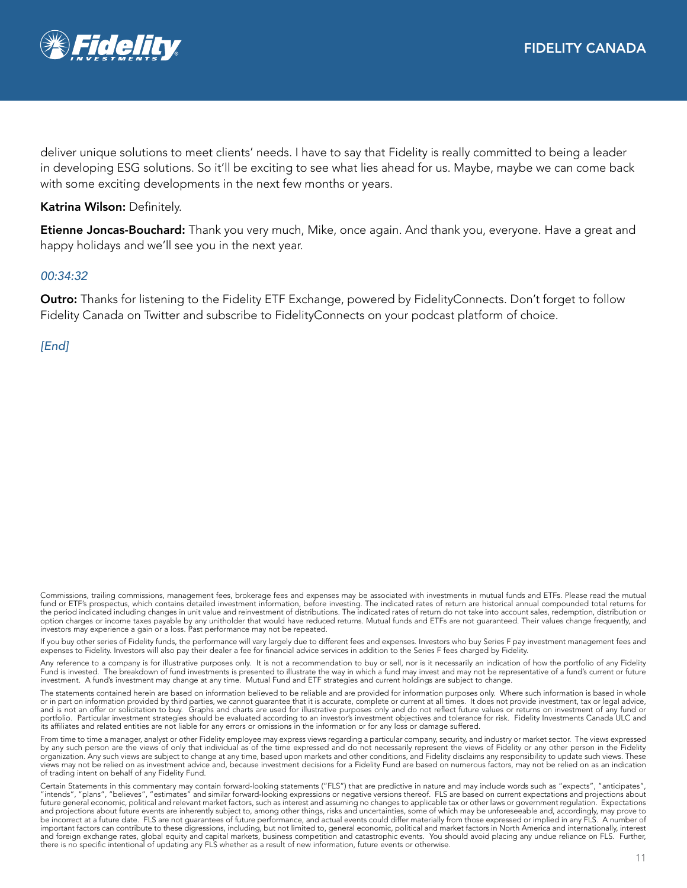deliver unique solutions to meet clients' needs. I have to say that Fidelity is really committed to being a leader in developing ESG solutions. So it'll be exciting to see what lies ahead for us. Maybe, maybe we can come back with some exciting developments in the next few months or years.

**Katrina Wilson:** Definitely.

**Etienne Joncas-Bouchard:** Thank you very much, Mike, once again. And thank you, everyone. Have a great and happy holidays and we'll see you in the next year.

*00:34:32*

**Outro:** Thanks for listening to the Fidelity ETF Exchange, powered by FidelityConnects. Don't forget to follow Fidelity Canada on Twitter and subscribe to FidelityConnects on your podcast platform of choice.

*[End]*

Commissions, trailing commissions, management fees, brokerage fees and expenses may be associated with investments in mutual funds and ETFs. Please read the mutual fund or ETF's prospectus, which contains detailed investment information, before investing. The indicated rates of return are historical annual compounded total returns for the period indicated including changes in unit value and reinvestment of distributions. The indicated rates of return do not take into account sales, redemption, distribution or option charges or income taxes payable by any unitholder that would have reduced returns. Mutual funds and ETFs are not guaranteed. Their values change frequently, and investors may experience a gain or a loss. Past performance may not be repeated.

If you buy other series of Fidelity funds, the performance will vary largely due to different fees and expenses. Investors who buy Series F pay investment management fees and expenses to Fidelity. Investors will also pay their dealer a fee for financial advice services in addition to the Series F fees charged by Fidelity.

Any reference to a company is for illustrative purposes only. It is not a recommendation to buy or sell, nor is it necessarily an indication of how the portfolio of any Fidelity Fund is invested. The breakdown of fund investments is presented to illustrate the way in which a fund may invest and may not be representative of a fund's current or future investment. A fund's investment may change at any time. Mutual Fund and ETF strategies and current holdings are subject to change.

The statements contained herein are based on information believed to be reliable and are provided for information purposes only. Where such information is based in whole or in part on information provided by third parties, we cannot guarantee that it is accurate, complete or current at all times. It does not provide investment, tax or legal advice, and is not an offer or solicitation to buy. Graphs and charts are used for illustrative purposes only and do not reflect future values or returns on investment of any fund or portfolio. Particular investment strategies should be evaluated according to an investor's investment objectives and tolerance for risk. Fidelity Investments Canada ULC and its affiliates and related entities are not liable for any errors or omissions in the information or for any loss or damage suffered.

From time to time a manager, analyst or other Fidelity employee may express views regarding a particular company, security, and industry or market sector. The views expressed by any such person are the views of only that individual as of the time expressed and do not necessarily represent the views of Fidelity or any other person in the Fidelity organization. Any such views are subject to change at any time, based upon markets and other conditions, and Fidelity disclaims any responsibility to update such views. These views may not be relied on as investment advice and, because investment decisions for a Fidelity Fund are based on numerous factors, may not be relied on as an indication of trading intent on behalf of any Fidelity Fund.

Certain Statements in this commentary may contain forward-looking statements ("FLS") that are predictive in nature and may include words such as "expects", "anticipates", "intends", "plans", "believes", "estimates" and similar forward-looking expressions or negative versions thereof. FLS are based on current expectations and projections about future general economic, political and relevant market factors, such as interest and assuming no changes to applicable tax or other laws or government regulation. Expectations and projections about future events are inherently subject to, among other things, risks and uncertainties, some of which may be unforeseeable and, accordingly, may prove to be incorrect at a future date. FLS are not guarantees of future performance, and actual events could differ materially from those expressed or implied in any FLS. A number of important factors can contribute to these digressions, including, but not limited to, general economic, political and market factors in North America and internationally, interest and foreign exchange rates, global equity and capital markets, business competition and catastrophic events. You should avoid placing any undue reliance on FLS. Further, there is no specific intentional of updating any FLS whether as a result of new information, future events or otherwise.